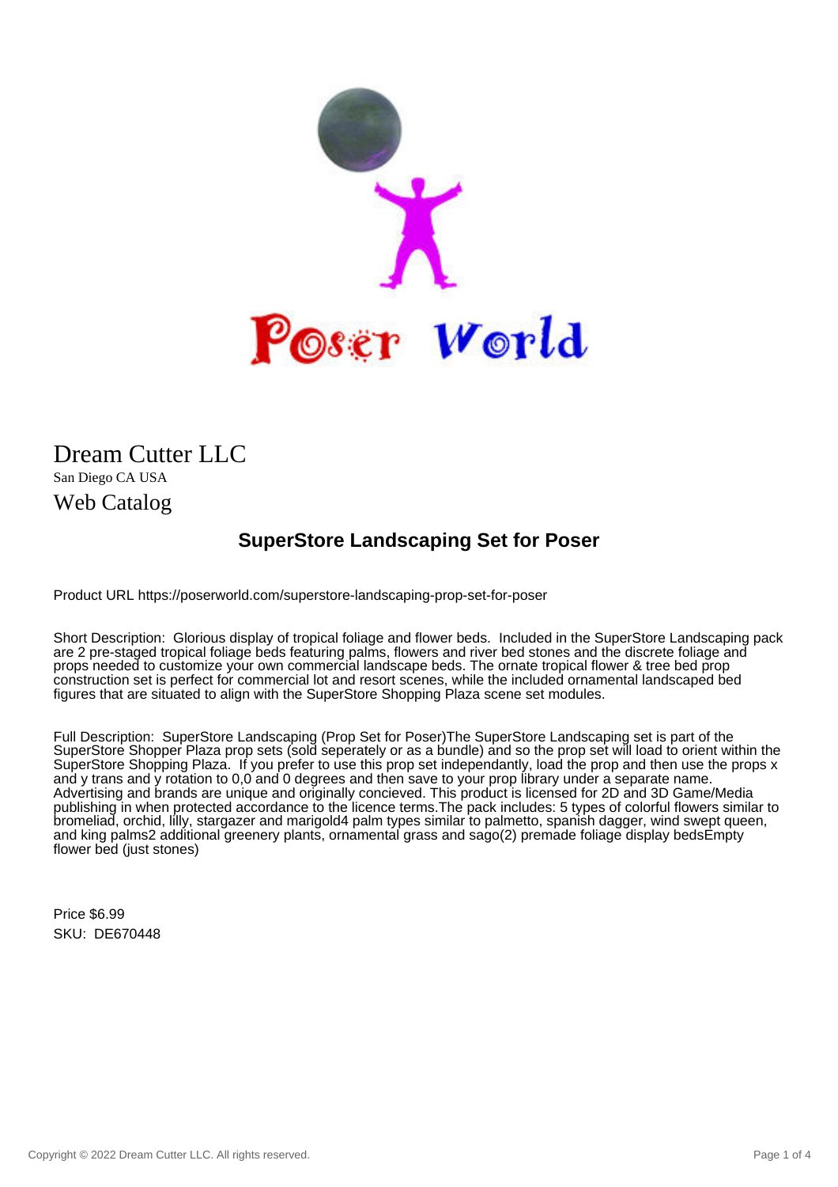# Dream Cutter LLC

San Diego CA USA

## Web Catalog

## SuperStore Landscaping Set for Poser

Product URL https://poserworld.com/superstore-landscaping-prop-set-for-poser

Short Description: Glorious display of tropical foliage and flower beds. Included in the SuperStore Landscaping pack are 2 pre-staged tropical foliage beds featuring palms, flowers and river bed stones and the discrete foliage and props needed to customize your own commercial landscape beds. The ornate tropical flower & tree bed prop construction set is perfect for commercial lot and resort scenes, while the included ornamental landscaped bed figures that are situated to align with the SuperStore Shopping Plaza scene set modules.

Full Description: SuperStore Landscaping (Prop Set for Poser)The SuperStore Landscaping set is part of the SuperStore Shopper Plaza prop sets (sold seperately or as a bundle) and so the prop set will load to orient within the SuperStore Shopping Plaza. If you prefer to use this prop set independantly, load the prop and then use the props x and y trans and y rotation to 0,0 and 0 degrees and then save to your prop library under a separate name. Advertising and brands are unique and originally concieved. This product is licensed for 2D and 3D Game/Media publishing in when protected accordance to the licence terms.The pack includes: 5 types of colorful flowers similar to bromeliad, orchid, lilly, stargazer and marigold4 palm types similar to palmetto, spanish dagger, wind swept queen, and king palms2 additional greenery plants, ornamental grass and sago(2) premade foliage display bedsEmpty flower bed (just stones)

Price $6.99

SKU: DE670448